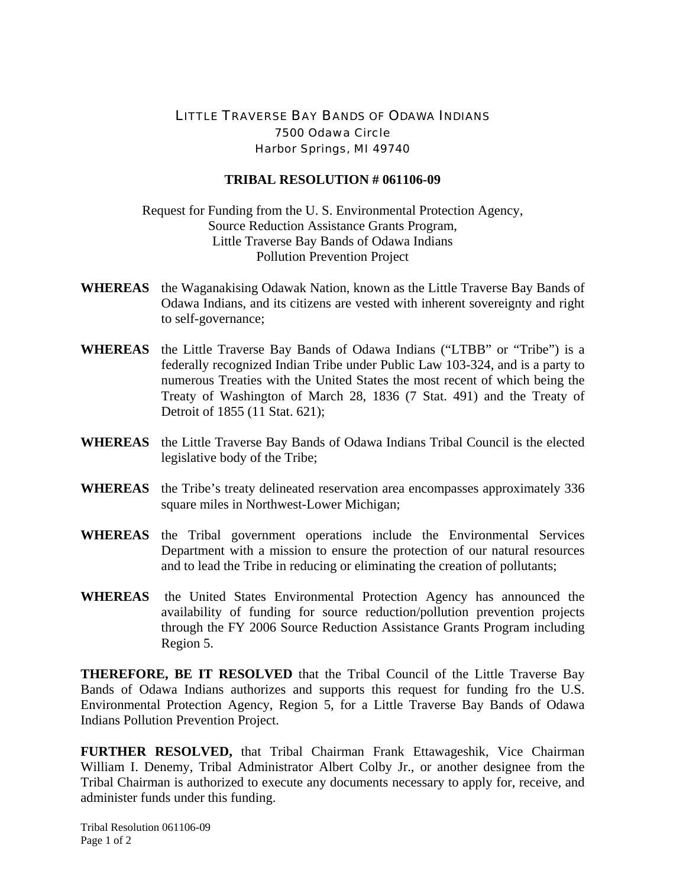LITTLE TRAVERSE BAY BANDS OF ODAWA INDIANS
7500 Odawa Circle
Harbor Springs, MI 49740

**TRIBAL RESOLUTION # 061106-09**

Request for Funding from the U. S. Environmental Protection Agency,
Source Reduction Assistance Grants Program,
Little Traverse Bay Bands of Odawa Indians
Pollution Prevention Project

**WHEREAS** the Waganakising Odawak Nation, known as the Little Traverse Bay Bands of Odawa Indians, and its citizens are vested with inherent sovereignty and right to self-governance;

**WHEREAS** the Little Traverse Bay Bands of Odawa Indians ("LTBB" or "Tribe") is a federally recognized Indian Tribe under Public Law 103-324, and is a party to numerous Treaties with the United States the most recent of which being the Treaty of Washington of March 28, 1836 (7 Stat. 491) and the Treaty of Detroit of 1855 (11 Stat. 621);

**WHEREAS** the Little Traverse Bay Bands of Odawa Indians Tribal Council is the elected legislative body of the Tribe;

**WHEREAS** the Tribe's treaty delineated reservation area encompasses approximately 336 square miles in Northwest-Lower Michigan;

**WHEREAS** the Tribal government operations include the Environmental Services Department with a mission to ensure the protection of our natural resources and to lead the Tribe in reducing or eliminating the creation of pollutants;

**WHEREAS** the United States Environmental Protection Agency has announced the availability of funding for source reduction/pollution prevention projects through the FY 2006 Source Reduction Assistance Grants Program including Region 5.

**THEREFORE, BE IT RESOLVED** that the Tribal Council of the Little Traverse Bay Bands of Odawa Indians authorizes and supports this request for funding fro the U.S. Environmental Protection Agency, Region 5, for a Little Traverse Bay Bands of Odawa Indians Pollution Prevention Project.

**FURTHER RESOLVED,** that Tribal Chairman Frank Ettawageshik, Vice Chairman William I. Denemy, Tribal Administrator Albert Colby Jr., or another designee from the Tribal Chairman is authorized to execute any documents necessary to apply for, receive, and administer funds under this funding.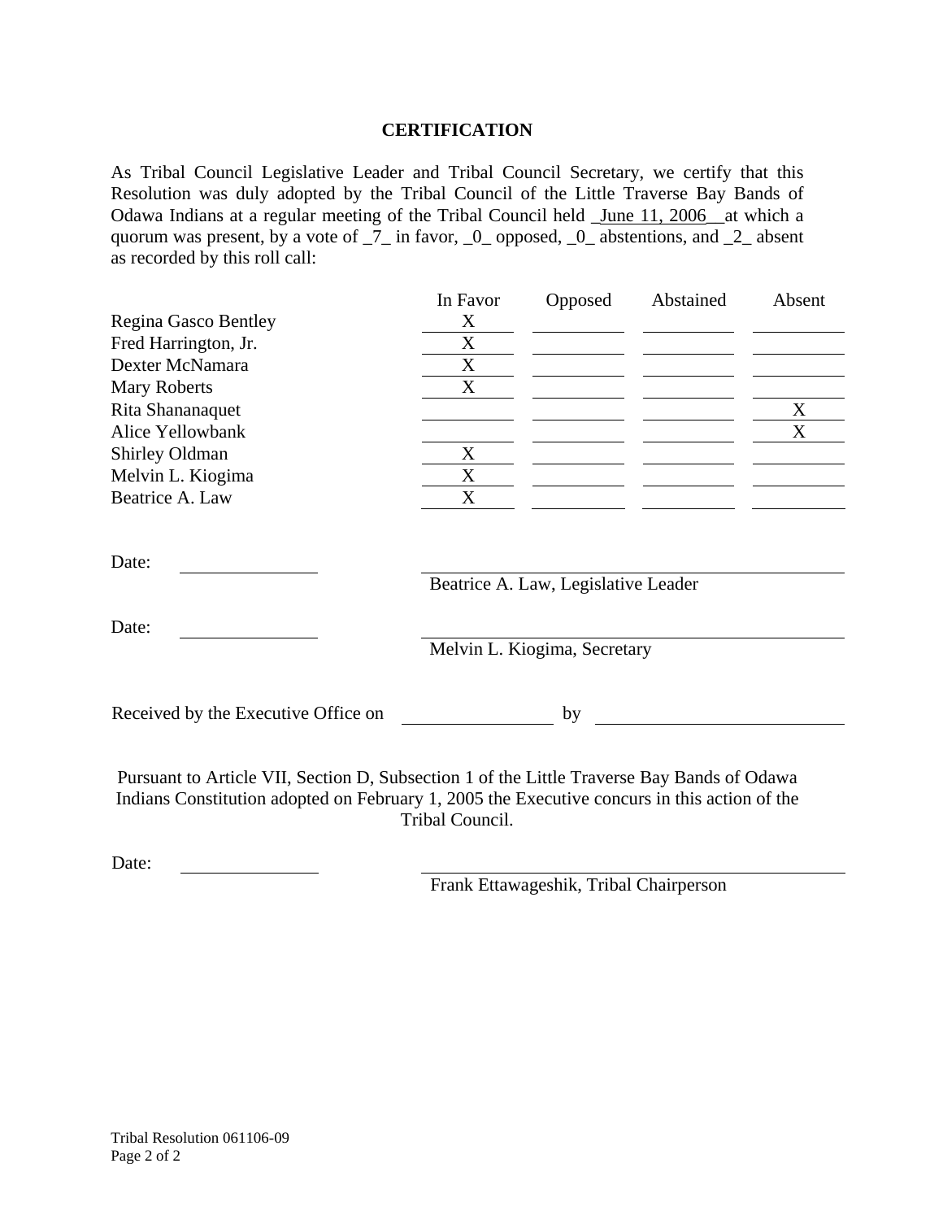## CERTIFICATION

As Tribal Council Legislative Leader and Tribal Council Secretary, we certify that this Resolution was duly adopted by the Tribal Council of the Little Traverse Bay Bands of Odawa Indians at a regular meeting of the Tribal Council held _June 11, 2006_ at which a quorum was present, by a vote of _7_ in favor, _0_ opposed, _0_ abstentions, and _2_ absent as recorded by this roll call:

| | In Favor | Opposed | Abstained | Absent |
|---|---|---|---|---|
| Regina Gasco Bentley | X | | | |
| Fred Harrington, Jr. | X | | | |
| Dexter McNamara | X | | | |
| Mary Roberts | X | | | |
| Rita Shananaquet | | | | X |
| Alice Yellowbank | | | | X |
| Shirley Oldman | X | | | |
| Melvin L. Kiogima | X | | | |
| Beatrice A. Law | X | | | |

Date: ______________ ____________________________________
Beatrice A. Law, Legislative Leader

Date: ______________ ____________________________________
Melvin L. Kiogima, Secretary

Received by the Executive Office on ______________ by ______________________

Pursuant to Article VII, Section D, Subsection 1 of the Little Traverse Bay Bands of Odawa Indians Constitution adopted on February 1, 2005 the Executive concurs in this action of the Tribal Council.

Date: ______________ ____________________________________
Frank Ettawageshik, Tribal Chairperson

Tribal Resolution 061106-09